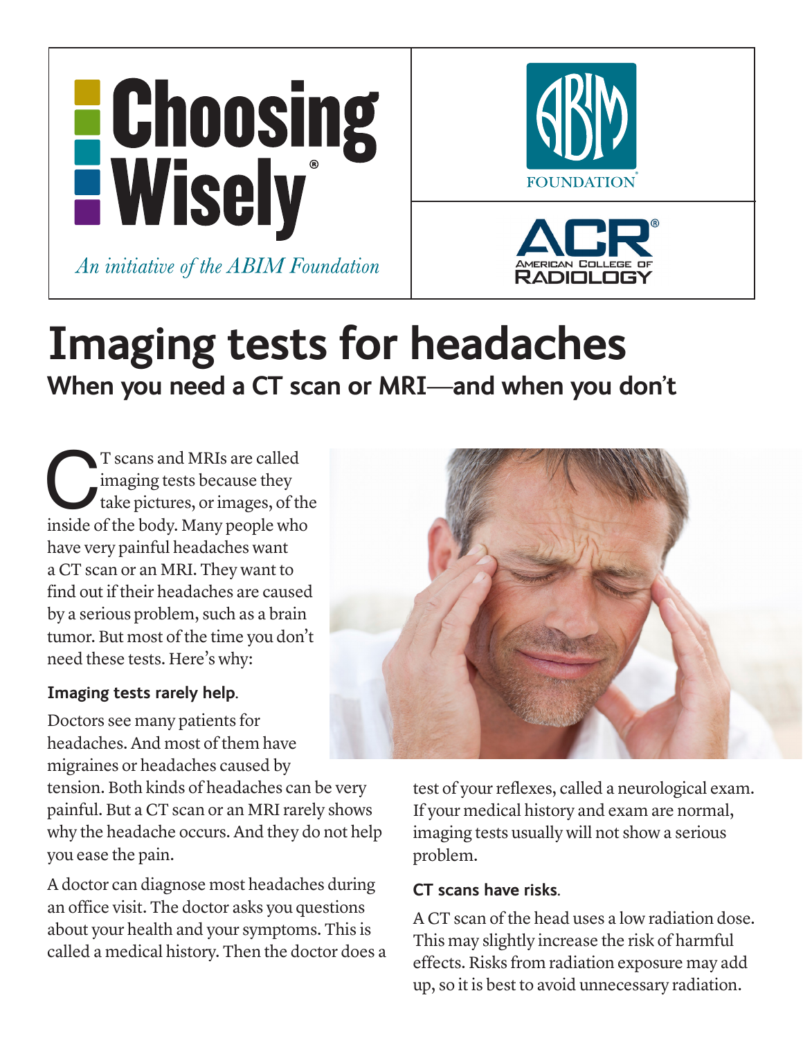**Choosing Wisely®**

*An initiative of the ABIM Foundation*

ABIM FOUNDATION

ACR® AMERICAN COLLEGE OF RADIOLOGY

# Imaging tests for headaches

## When you need a CT scan or MRI—and when you don't

CT scans and MRIs are called imaging tests because they take pictures, or images, of the inside of the body. Many people who have very painful headaches want a CT scan or an MRI. They want to find out if their headaches are caused by a serious problem, such as a brain tumor. But most of the time you don't need these tests. Here's why:

### Imaging tests rarely help.

Doctors see many patients for headaches. And most of them have migraines or headaches caused by tension. Both kinds of headaches can be very painful. But a CT scan or an MRI rarely shows why the headache occurs. And they do not help you ease the pain.

A doctor can diagnose most headaches during an office visit. The doctor asks you questions about your health and your symptoms. This is called a medical history. Then the doctor does a test of your reflexes, called a neurological exam. If your medical history and exam are normal, imaging tests usually will not show a serious problem.

### CT scans have risks.

A CT scan of the head uses a low radiation dose. This may slightly increase the risk of harmful effects. Risks from radiation exposure may add up, so it is best to avoid unnecessary radiation.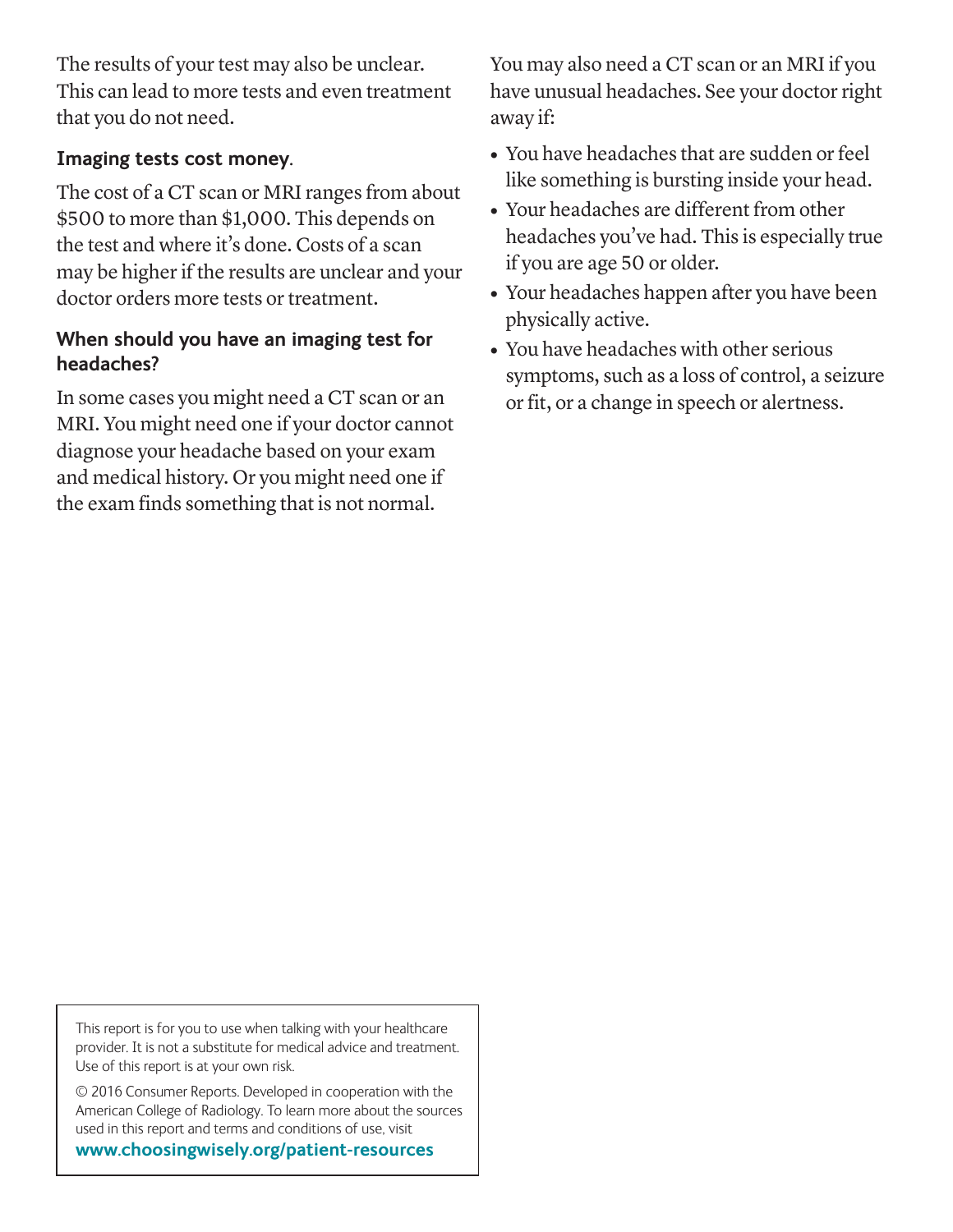The results of your test may also be unclear. This can lead to more tests and even treatment that you do not need.

**Imaging tests cost money.**

The cost of a CT scan or MRI ranges from about $500 to more than $1,000. This depends on the test and where it's done. Costs of a scan may be higher if the results are unclear and your doctor orders more tests or treatment.

### When should you have an imaging test for headaches?

In some cases you might need a CT scan or an MRI. You might need one if your doctor cannot diagnose your headache based on your exam and medical history. Or you might need one if the exam finds something that is not normal.

You may also need a CT scan or an MRI if you have unusual headaches. See your doctor right away if:

- You have headaches that are sudden or feel like something is bursting inside your head.
- Your headaches are different from other headaches you've had. This is especially true if you are age 50 or older.
- Your headaches happen after you have been physically active.
- You have headaches with other serious symptoms, such as a loss of control, a seizure or fit, or a change in speech or alertness.

This report is for you to use when talking with your healthcare provider. It is not a substitute for medical advice and treatment. Use of this report is at your own risk.

© 2016 Consumer Reports. Developed in cooperation with the American College of Radiology. To learn more about the sources used in this report and terms and conditions of use, visit **www.choosingwisely.org/patient-resources**